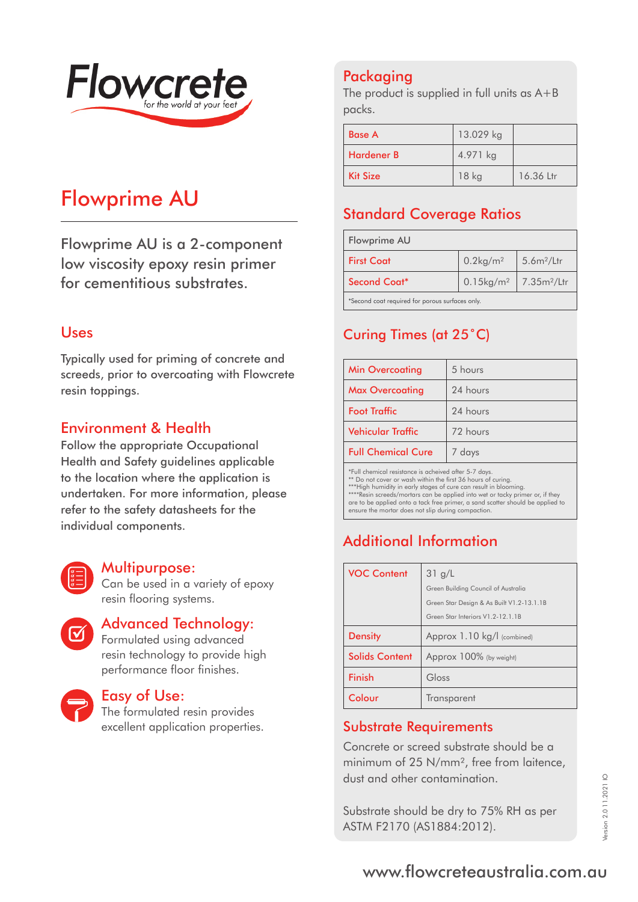Flowcrete

for the world at your feet

# Flowprime AU

Flowprime AU is a 2-component low viscosity epoxy resin primer for cementitious substrates.

## Uses

Typically used for priming of concrete and screeds, prior to overcoating with Flowcrete resin toppings.

## Environment & Health

Follow the appropriate Occupational Health and Safety guidelines applicable to the location where the application is undertaken. For more information, please refer to the safety datasheets for the individual components.

### Multipurpose:

Can be used in a variety of epoxy resin flooring systems.

### Advanced Technology:

Formulated using advanced resin technology to provide high performance floor finishes.

### Easy of Use:

The formulated resin provides excellent application properties.

## Packaging

The product is supplied in full units as A+B packs.

| | | |
|---|---|---|
| Base A | 13.029 kg | |
| Hardener B | 4.971 kg | |
| Kit Size | 18 kg | 16.36 Ltr |

## Standard Coverage Ratios

| Flowprime AU | | |
|---|---|---|
| First Coat | 0.2kg/m² | 5.6m²/Ltr |
| Second Coat* | 0.15kg/m² | 7.35m²/Ltr |

*Second coat required for porous surfaces only.

## Curing Times (at 25˚C)

| | |
|---|---|
| Min Overcoating | 5 hours |
| Max Overcoating | 24 hours |
| Foot Traffic | 24 hours |
| Vehicular Traffic | 72 hours |
| Full Chemical Cure | 7 days |

*Full chemical resistance is acheived after 5-7 days.
** Do not cover or wash within the first 36 hours of curing.
***High humidity in early stages of cure can result in blooming.
****Resin screeds/mortars can be applied into wet or tacky primer or, if they are to be applied onto a tack free primer, a sand scatter should be applied to ensure the mortar does not slip during compaction.

## Additional Information

| | |
|---|---|
| VOC Content | 31 g/L<br>Green Building Council of Australia<br>Green Star Design & As Built V1.2-13.1.1B<br>Green Star Interiors V1.2-12.1.1B |
| Density | Approx 1.10 kg/l (combined) |
| Solids Content | Approx 100% (by weight) |
| Finish | Gloss |
| Colour | Transparent |

## Substrate Requirements

Concrete or screed substrate should be a minimum of 25 N/mm², free from laitence, dust and other contamination.

Substrate should be dry to 75% RH as per ASTM F2170 (AS1884:2012).

Version 2.0 11.2021 IO

www.flowcreteaustralia.com.au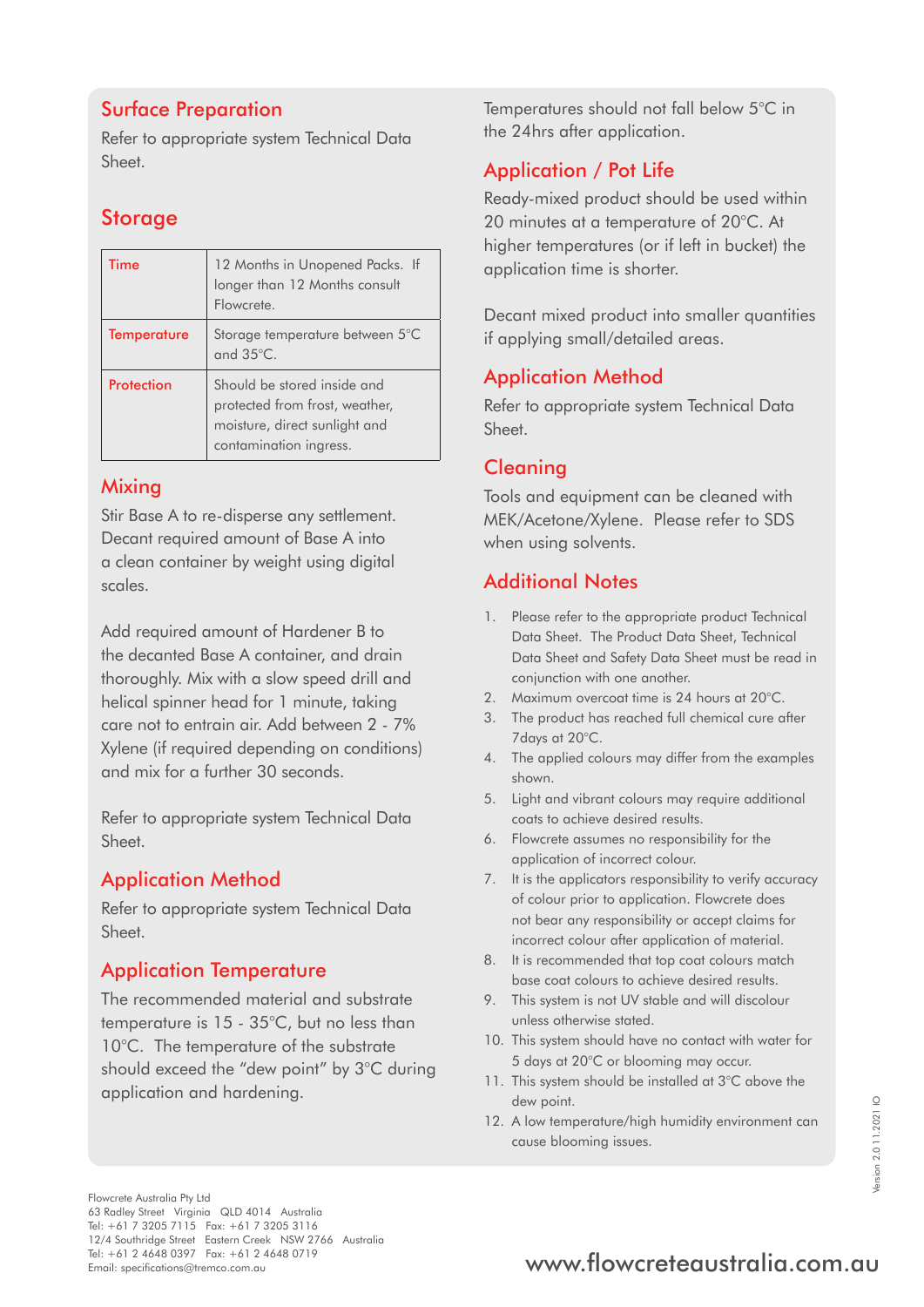## Surface Preparation

Refer to appropriate system Technical Data Sheet.

## Storage

| | |
|---|---|
| Time | 12 Months in Unopened Packs. If longer than 12 Months consult Flowcrete. |
| Temperature | Storage temperature between 5°C and 35°C. |
| Protection | Should be stored inside and protected from frost, weather, moisture, direct sunlight and contamination ingress. |

## Mixing

Stir Base A to re-disperse any settlement. Decant required amount of Base A into a clean container by weight using digital scales.

Add required amount of Hardener B to the decanted Base A container, and drain thoroughly. Mix with a slow speed drill and helical spinner head for 1 minute, taking care not to entrain air. Add between 2 - 7% Xylene (if required depending on conditions) and mix for a further 30 seconds.

Refer to appropriate system Technical Data Sheet.

## Application Method

Refer to appropriate system Technical Data Sheet.

## Application Temperature

The recommended material and substrate temperature is 15 - 35°C, but no less than 10°C. The temperature of the substrate should exceed the "dew point" by 3°C during application and hardening.

Temperatures should not fall below 5°C in the 24hrs after application.

## Application / Pot Life

Ready-mixed product should be used within 20 minutes at a temperature of 20°C. At higher temperatures (or if left in bucket) the application time is shorter.

Decant mixed product into smaller quantities if applying small/detailed areas.

## Application Method

Refer to appropriate system Technical Data Sheet.

## Cleaning

Tools and equipment can be cleaned with MEK/Acetone/Xylene. Please refer to SDS when using solvents.

## Additional Notes

1. Please refer to the appropriate product Technical Data Sheet. The Product Data Sheet, Technical Data Sheet and Safety Data Sheet must be read in conjunction with one another.
2. Maximum overcoat time is 24 hours at 20°C.
3. The product has reached full chemical cure after 7days at 20°C.
4. The applied colours may differ from the examples shown.
5. Light and vibrant colours may require additional coats to achieve desired results.
6. Flowcrete assumes no responsibility for the application of incorrect colour.
7. It is the applicators responsibility to verify accuracy of colour prior to application. Flowcrete does not bear any responsibility or accept claims for incorrect colour after application of material.
8. It is recommended that top coat colours match base coat colours to achieve desired results.
9. This system is not UV stable and will discolour unless otherwise stated.
10. This system should have no contact with water for 5 days at 20°C or blooming may occur.
11. This system should be installed at 3°C above the dew point.
12. A low temperature/high humidity environment can cause blooming issues.

Flowcrete Australia Pty Ltd
63 Radley Street Virginia QLD 4014 Australia
Tel: +61 7 3205 7115 Fax: +61 7 3205 3116
12/4 Southridge Street Eastern Creek NSW 2766 Australia
Tel: +61 2 4648 0397 Fax: +61 2 4648 0719
Email: specifications@tremco.com.au

www.flowcreteaustralia.com.au

Version 2.0 11.2021 IO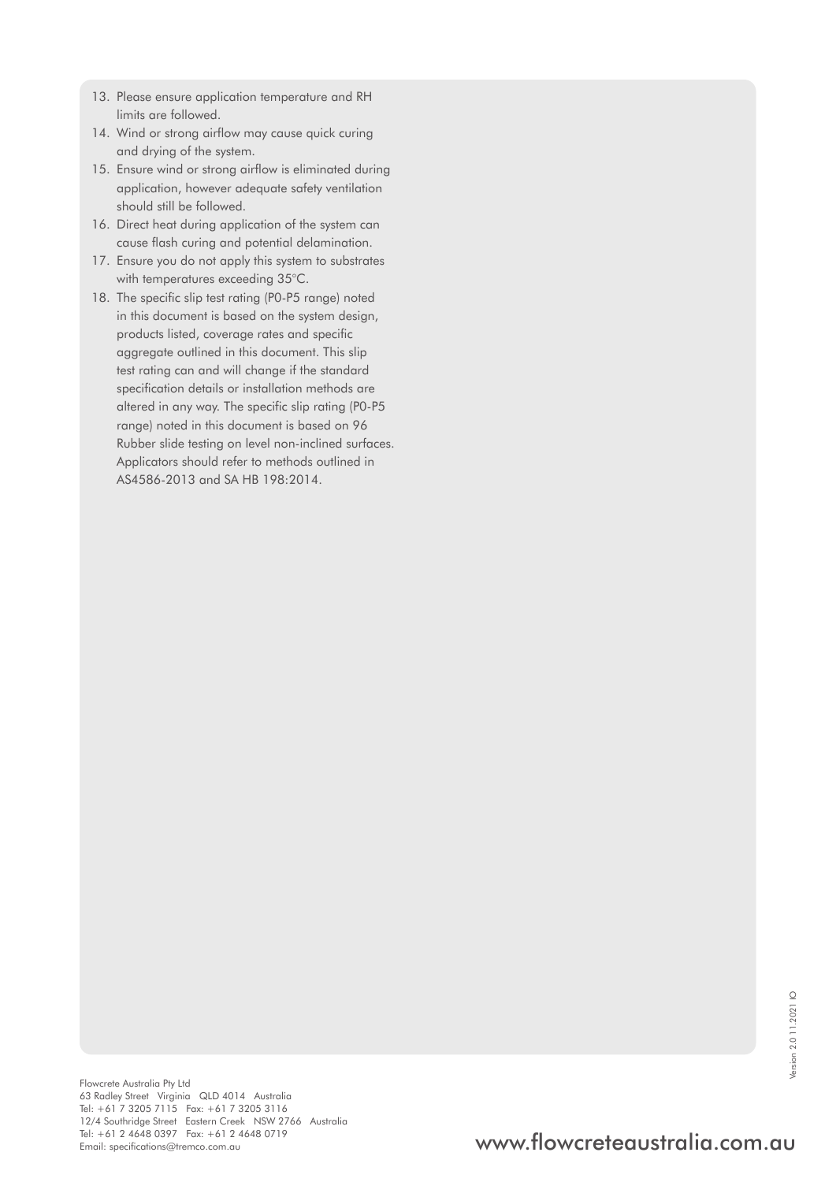13. Please ensure application temperature and RH limits are followed.
14. Wind or strong airflow may cause quick curing and drying of the system.
15. Ensure wind or strong airflow is eliminated during application, however adequate safety ventilation should still be followed.
16. Direct heat during application of the system can cause flash curing and potential delamination.
17. Ensure you do not apply this system to substrates with temperatures exceeding 35°C.
18. The specific slip test rating (P0-P5 range) noted in this document is based on the system design, products listed, coverage rates and specific aggregate outlined in this document. This slip test rating can and will change if the standard specification details or installation methods are altered in any way. The specific slip rating (P0-P5 range) noted in this document is based on 96 Rubber slide testing on level non-inclined surfaces. Applicators should refer to methods outlined in AS4586-2013 and SA HB 198:2014.

Flowcrete Australia Pty Ltd
63 Radley Street Virginia QLD 4014 Australia
Tel: +61 7 3205 7115 Fax: +61 7 3205 3116
12/4 Southridge Street Eastern Creek NSW 2766 Australia
Tel: +61 2 4648 0397 Fax: +61 2 4648 0719
Email: specifications@tremco.com.au

www.flowcreteaustralia.com.au

Version 2.0 11.2021 IO